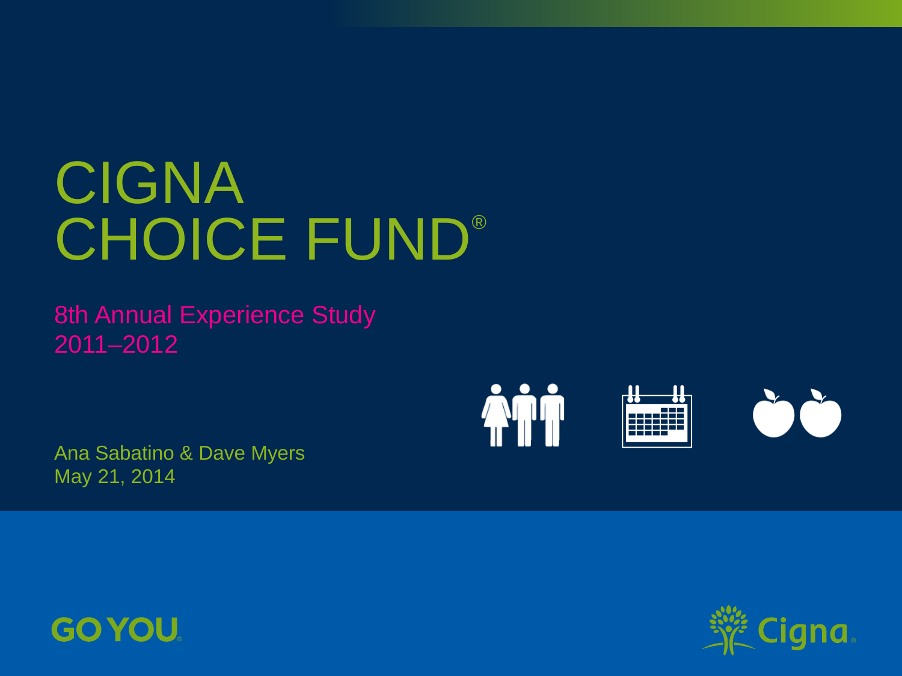# CIGNA CHOICE FUND®

8th Annual Experience Study
2011–2012

Ana Sabatino & Dave Myers
May 21, 2014

GO YOU.

Cigna.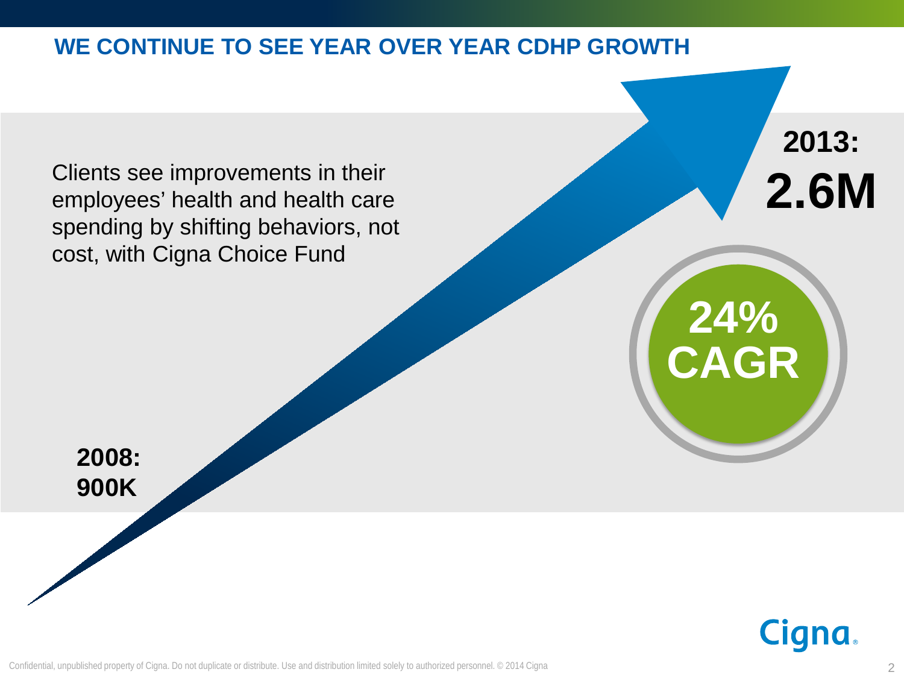## WE CONTINUE TO SEE YEAR OVER YEAR CDHP GROWTH

Clients see improvements in their employees' health and health care spending by shifting behaviors, not cost, with Cigna Choice Fund

**2008:**
**900K**

**2013:**
**2.6M**

**24% CAGR**

Cigna

Confidential, unpublished property of Cigna. Do not duplicate or distribute. Use and distribution limited solely to authorized personnel. © 2014 Cigna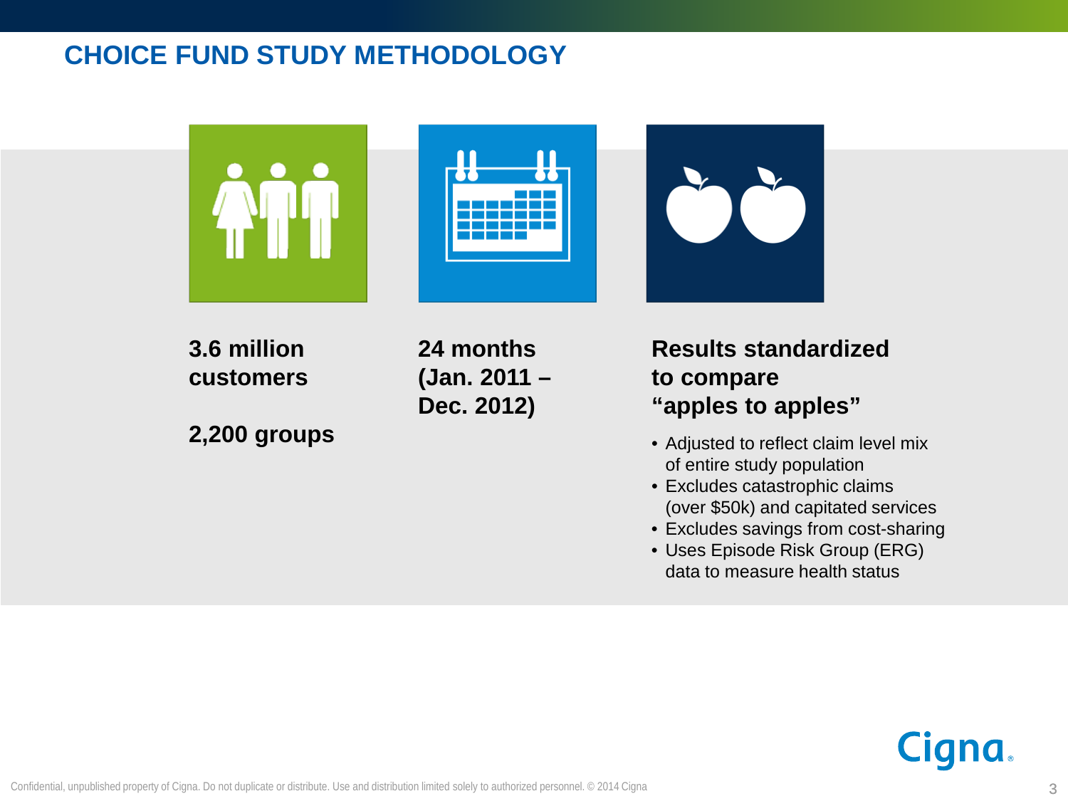# CHOICE FUND STUDY METHODOLOGY

**3.6 million customers**

**2,200 groups**

**24 months (Jan. 2011 – Dec. 2012)**

**Results standardized to compare "apples to apples"**

- Adjusted to reflect claim level mix of entire study population
- Excludes catastrophic claims (over $50k) and capitated services
- Excludes savings from cost-sharing
- Uses Episode Risk Group (ERG) data to measure health status

Confidential, unpublished property of Cigna. Do not duplicate or distribute. Use and distribution limited solely to authorized personnel. © 2014 Cigna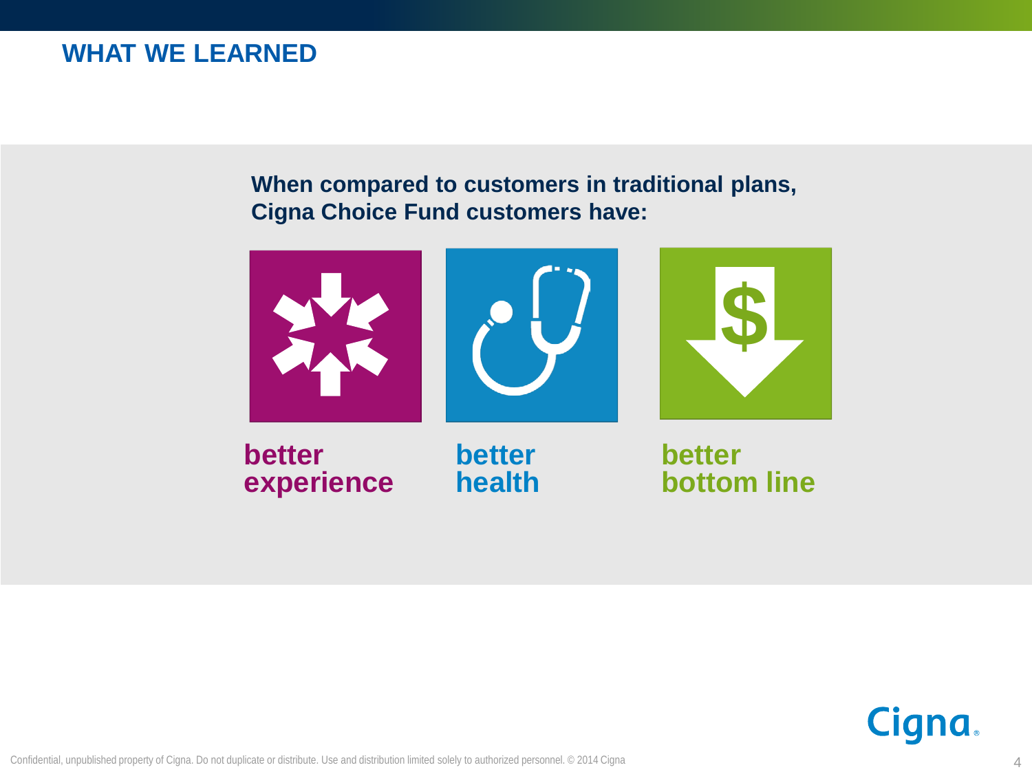# WHAT WE LEARNED

**When compared to customers in traditional plans, Cigna Choice Fund customers have:**

**better experience**

**better health**

**better bottom line**

Confidential, unpublished property of Cigna. Do not duplicate or distribute. Use and distribution limited solely to authorized personnel. © 2014 Cigna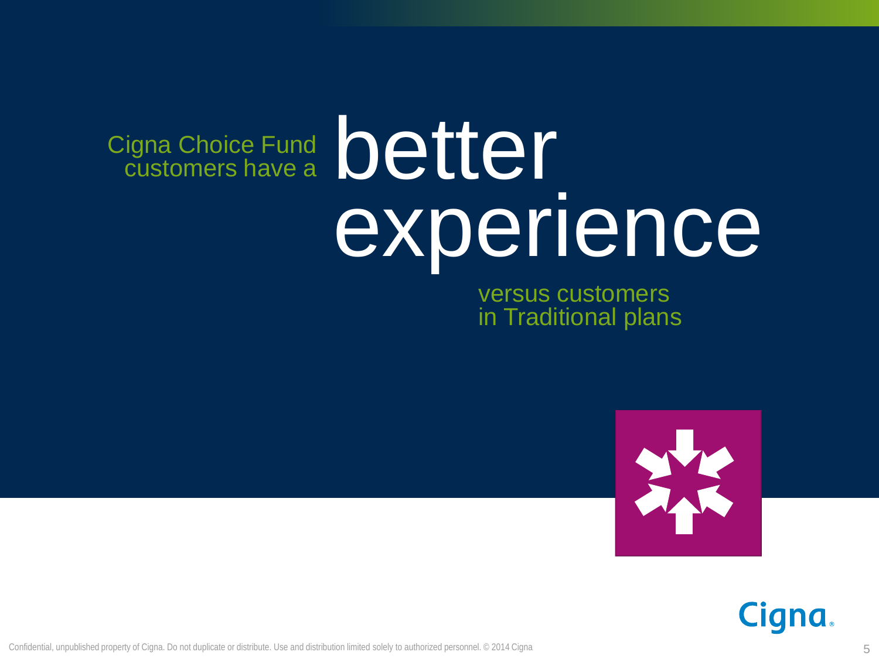Cigna Choice Fund customers have a

# better experience

versus customers in Traditional plans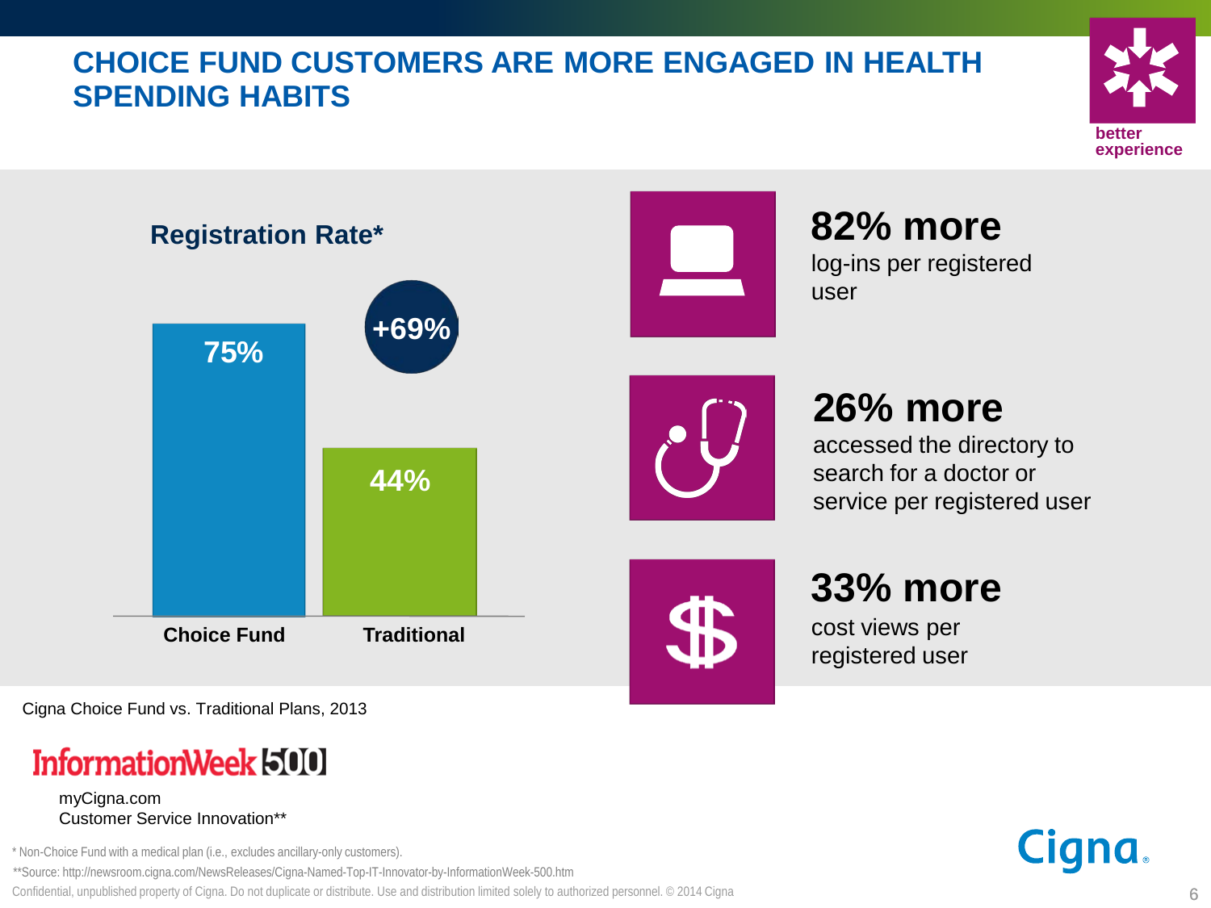# CHOICE FUND CUSTOMERS ARE MORE ENGAGED IN HEALTH SPENDING HABITS

better experience

## Registration Rate*

| | Registration Rate |
|---|---|
| Choice Fund | 75% |
| Traditional | 44% |

+69%

**82% more**
log-ins per registered user

**26% more**
accessed the directory to search for a doctor or service per registered user

**33% more**
cost views per registered user

Cigna Choice Fund vs. Traditional Plans, 2013

InformationWeek 500

myCigna.com
Customer Service Innovation**

* Non-Choice Fund with a medical plan (i.e., excludes ancillary-only customers).

**Source: http://newsroom.cigna.com/NewsReleases/Cigna-Named-Top-IT-Innovator-by-InformationWeek-500.htm

Confidential, unpublished property of Cigna. Do not duplicate or distribute. Use and distribution limited solely to authorized personnel. © 2014 Cigna

Cigna.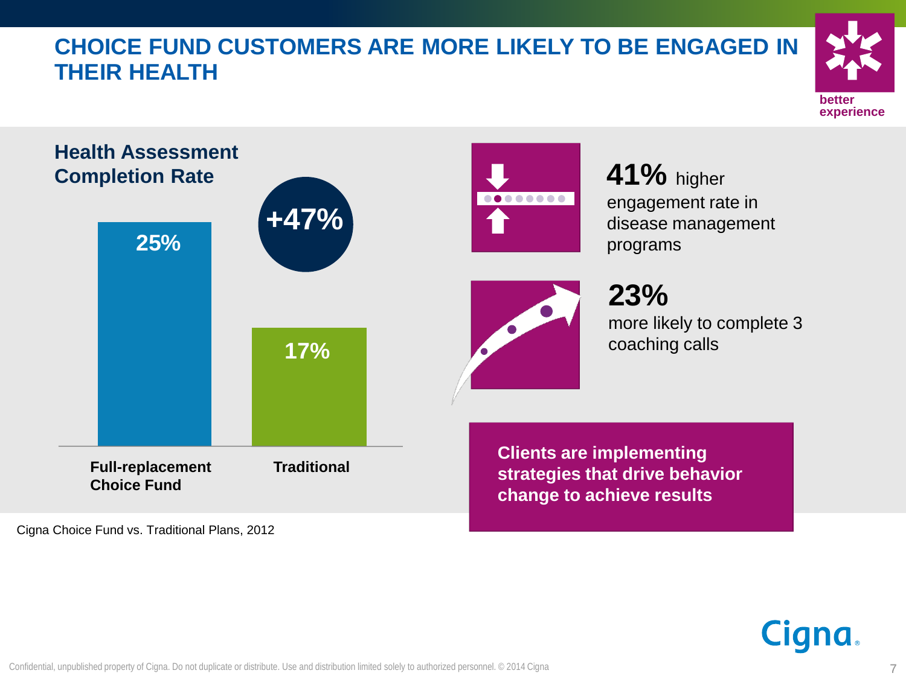# CHOICE FUND CUSTOMERS ARE MORE LIKELY TO BE ENGAGED IN THEIR HEALTH

better experience

## Health Assessment Completion Rate

| | Full-replacement Choice Fund | Traditional |
|---|---|---|
| Health Assessment Completion Rate | 25% | 17% |

**+47%**

Cigna Choice Fund vs. Traditional Plans, 2012

**41%** higher engagement rate in disease management programs

**23%** more likely to complete 3 coaching calls

**Clients are implementing strategies that drive behavior change to achieve results**

Confidential, unpublished property of Cigna. Do not duplicate or distribute. Use and distribution limited solely to authorized personnel. © 2014 Cigna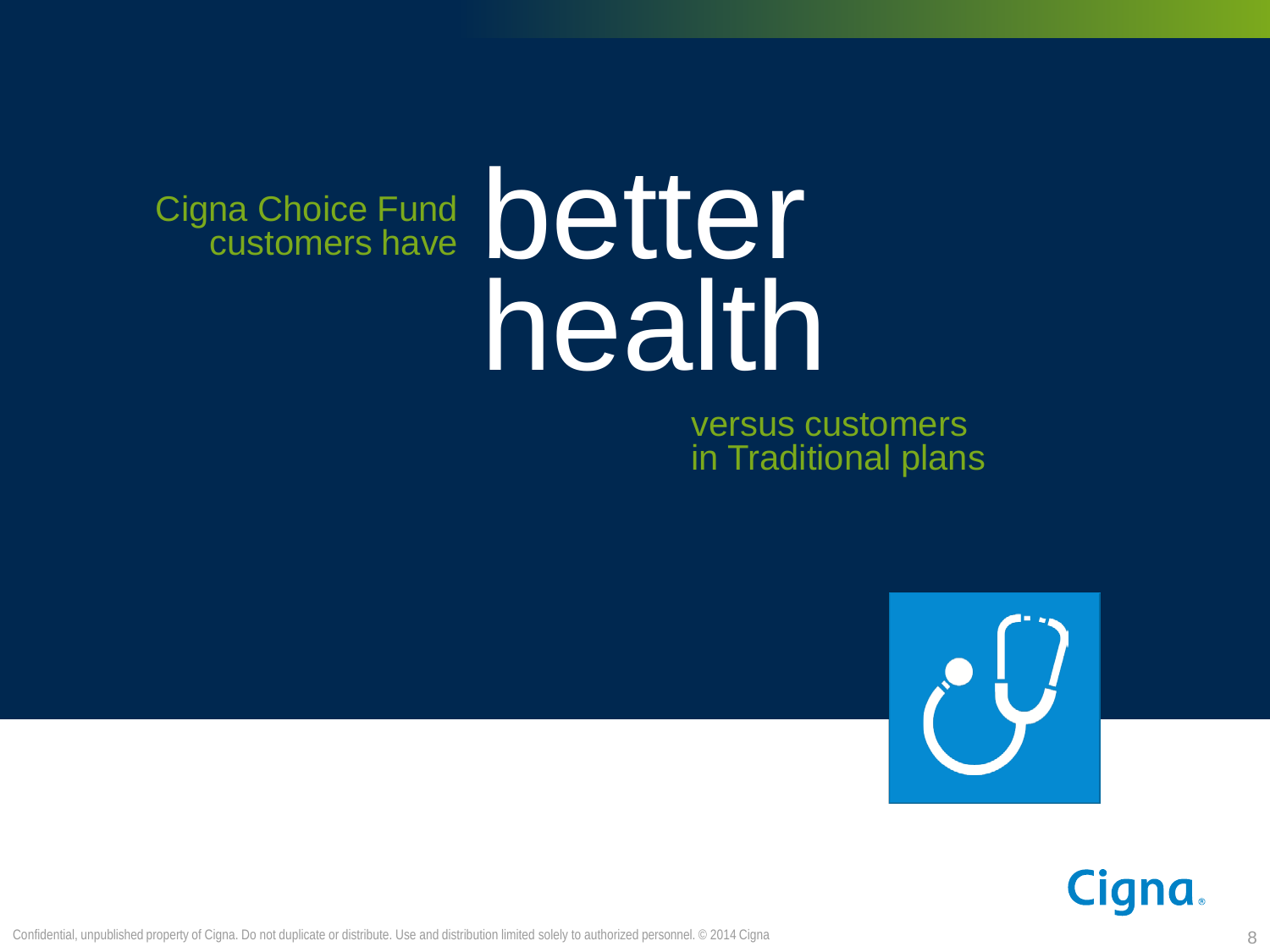Cigna Choice Fund customers have **better health** versus customers in Traditional plans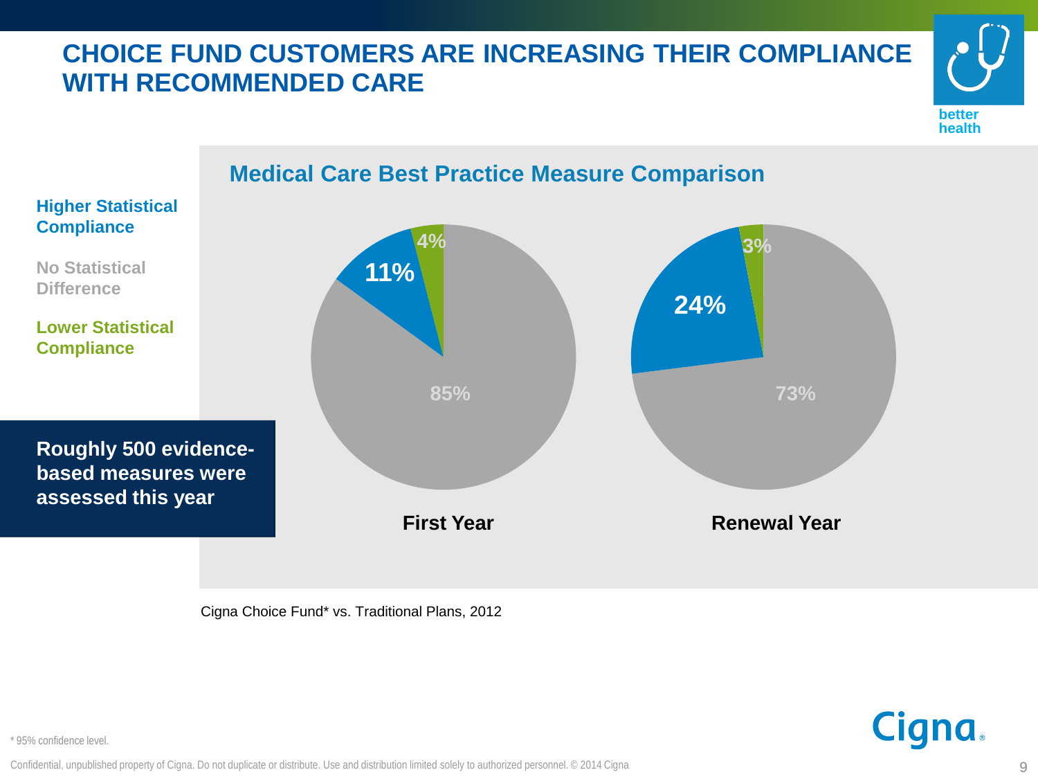# CHOICE FUND CUSTOMERS ARE INCREASING THEIR COMPLIANCE WITH RECOMMENDED CARE

better health

## Medical Care Best Practice Measure Comparison

**Higher Statistical Compliance**

**No Statistical Difference**

**Lower Statistical Compliance**

| | First Year | Renewal Year |
|---|---|---|
| Higher Statistical Compliance | 11% | 24% |
| No Statistical Difference | 85% | 73% |
| Lower Statistical Compliance | 4% | 3% |

**Roughly 500 evidence-based measures were assessed this year**

Cigna Choice Fund* vs. Traditional Plans, 2012

* 95% confidence level.

Confidential, unpublished property of Cigna. Do not duplicate or distribute. Use and distribution limited solely to authorized personnel. © 2014 Cigna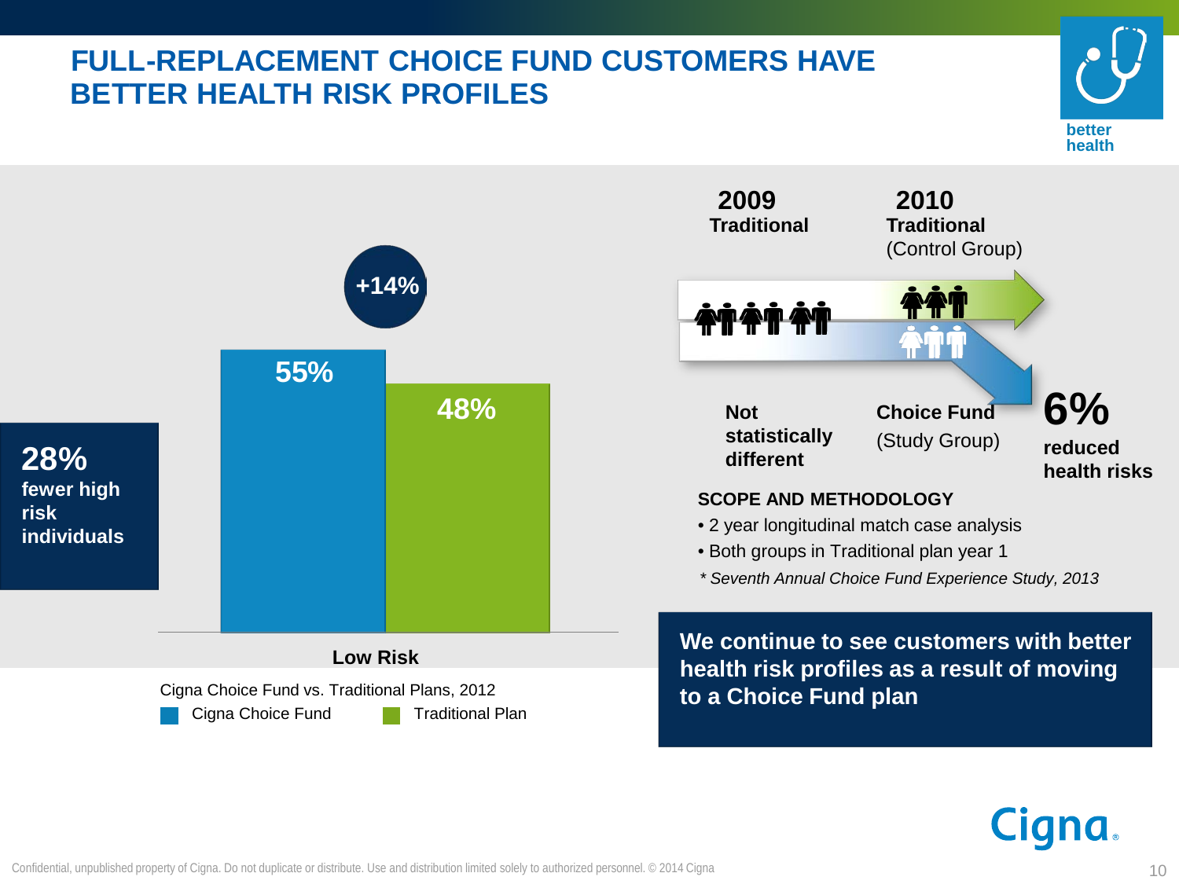# FULL-REPLACEMENT CHOICE FUND CUSTOMERS HAVE BETTER HEALTH RISK PROFILES

better health

**28%** fewer high risk individuals

**+14%**

| | Cigna Choice Fund | Traditional Plan |
|---|---|---|
| Low Risk | 55% | 48% |

Cigna Choice Fund vs. Traditional Plans, 2012

**2009** **Traditional**

**2010** **Traditional** (Control Group)

**Not statistically different**

**Choice Fund** (Study Group)

**6%** **reduced health risks**

**SCOPE AND METHODOLOGY**

- 2 year longitudinal match case analysis
- Both groups in Traditional plan year 1

*\* Seventh Annual Choice Fund Experience Study, 2013*

**We continue to see customers with better health risk profiles as a result of moving to a Choice Fund plan**

Cigna

Confidential, unpublished property of Cigna. Do not duplicate or distribute. Use and distribution limited solely to authorized personnel. © 2014 Cigna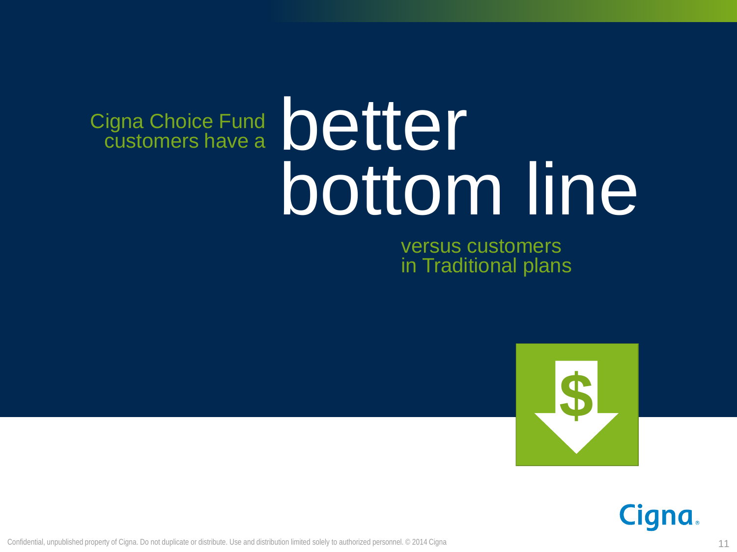Cigna Choice Fund customers have a

# better bottom line

versus customers in Traditional plans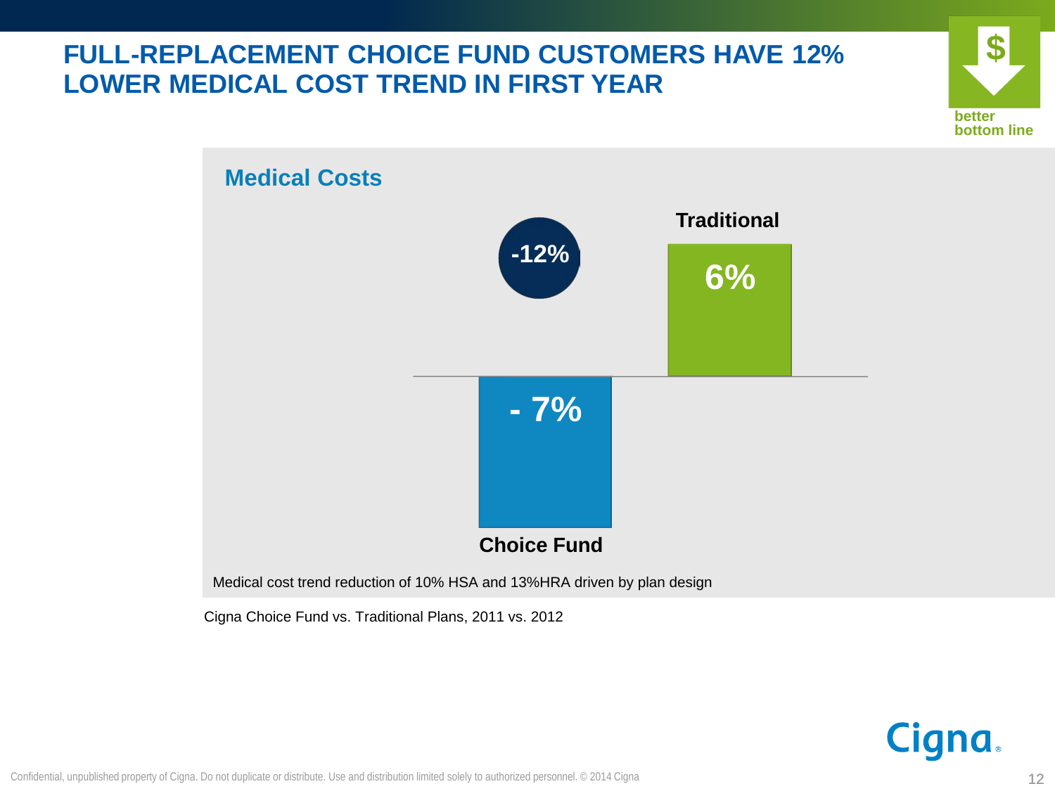# FULL-REPLACEMENT CHOICE FUND CUSTOMERS HAVE 12% LOWER MEDICAL COST TREND IN FIRST YEAR

better bottom line

## Medical Costs

-12%

| | Choice Fund | Traditional |
| --- | --- | --- |
| Medical Costs | - 7% | 6% |

Medical cost trend reduction of 10% HSA and 13%HRA driven by plan design

Cigna Choice Fund vs. Traditional Plans, 2011 vs. 2012

Confidential, unpublished property of Cigna. Do not duplicate or distribute. Use and distribution limited solely to authorized personnel. © 2014 Cigna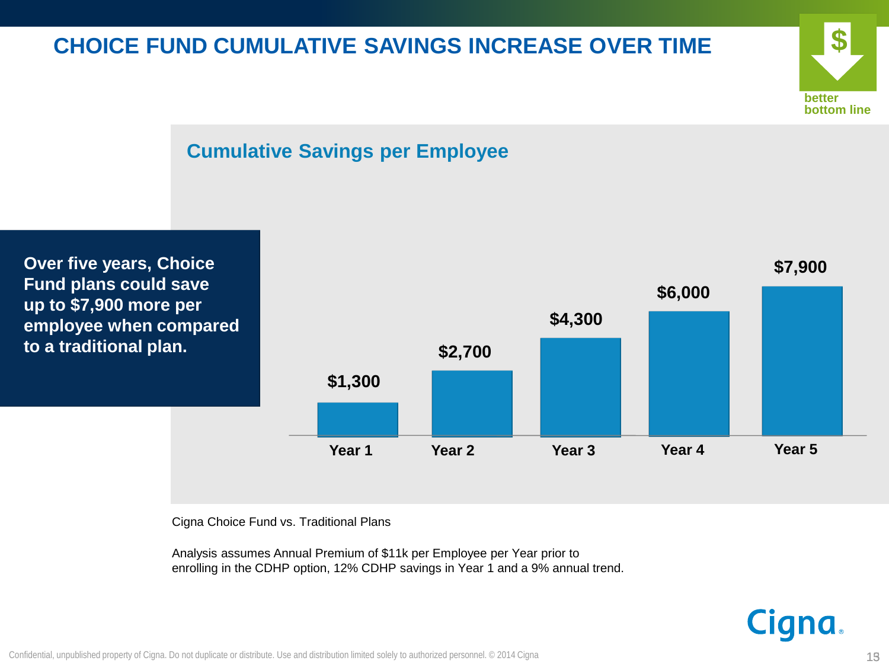# CHOICE FUND CUMULATIVE SAVINGS INCREASE OVER TIME

better bottom line

## Cumulative Savings per Employee

**Over five years, Choice Fund plans could save up to $7,900 more per employee when compared to a traditional plan.**

| Year | Cumulative Savings |
|---|---|
| Year 1 | $1,300 |
| Year 2 | $2,700 |
| Year 3 | $4,300 |
| Year 4 | $6,000 |
| Year 5 | $7,900 |

Cigna Choice Fund vs. Traditional Plans

Analysis assumes Annual Premium of $11k per Employee per Year prior to enrolling in the CDHP option, 12% CDHP savings in Year 1 and a 9% annual trend.

Cigna

Confidential, unpublished property of Cigna. Do not duplicate or distribute. Use and distribution limited solely to authorized personnel. © 2014 Cigna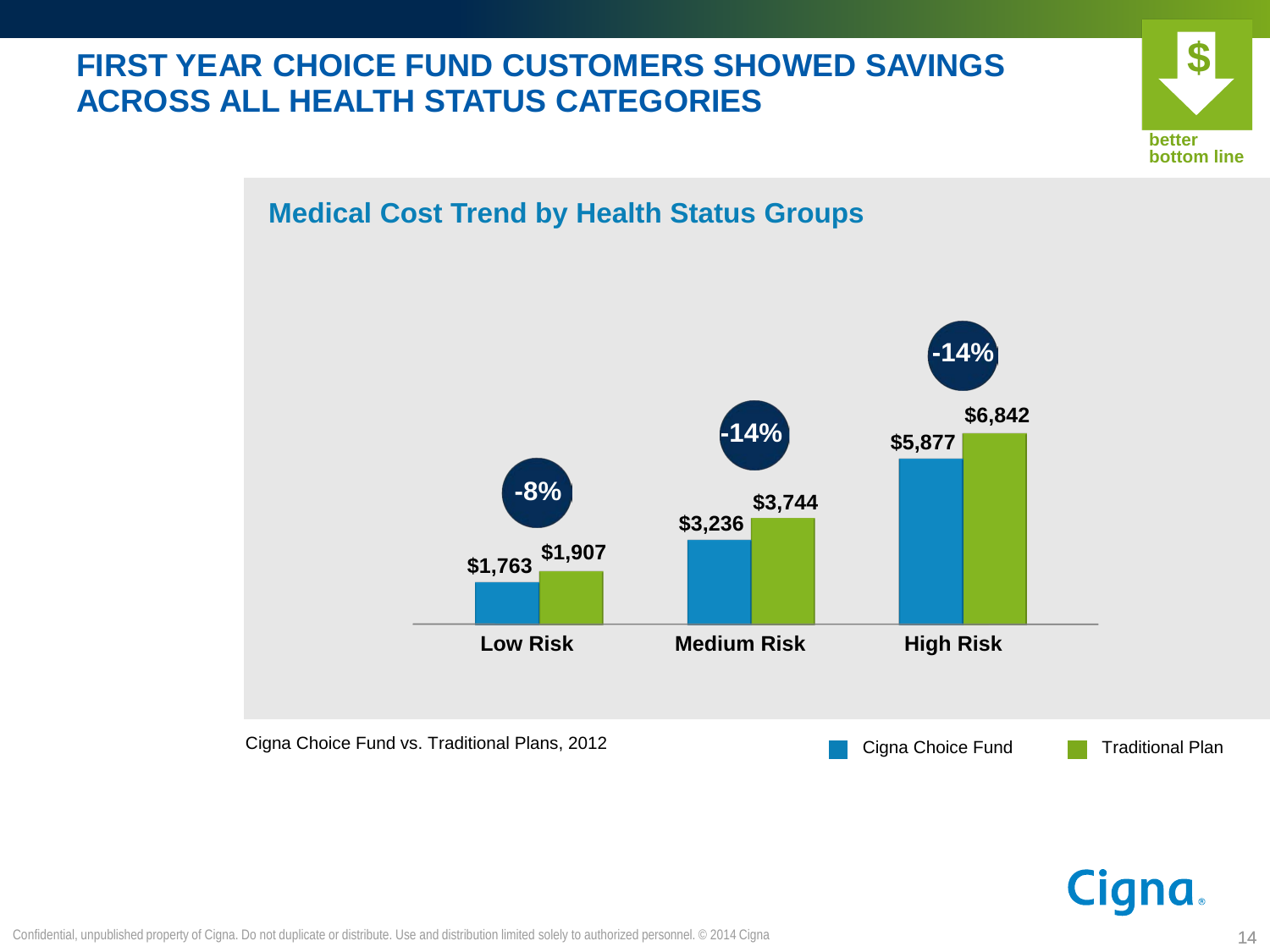# FIRST YEAR CHOICE FUND CUSTOMERS SHOWED SAVINGS ACROSS ALL HEALTH STATUS CATEGORIES

better bottom line

## Medical Cost Trend by Health Status Groups

| | Cigna Choice Fund | Traditional Plan | Difference |
|---|---|---|---|
| Low Risk | $1,763 | $1,907 | -8% |
| Medium Risk | $3,236 | $3,744 | -14% |
| High Risk | $5,877 | $6,842 | -14% |

Cigna Choice Fund vs. Traditional Plans, 2012

Confidential, unpublished property of Cigna. Do not duplicate or distribute. Use and distribution limited solely to authorized personnel. © 2014 Cigna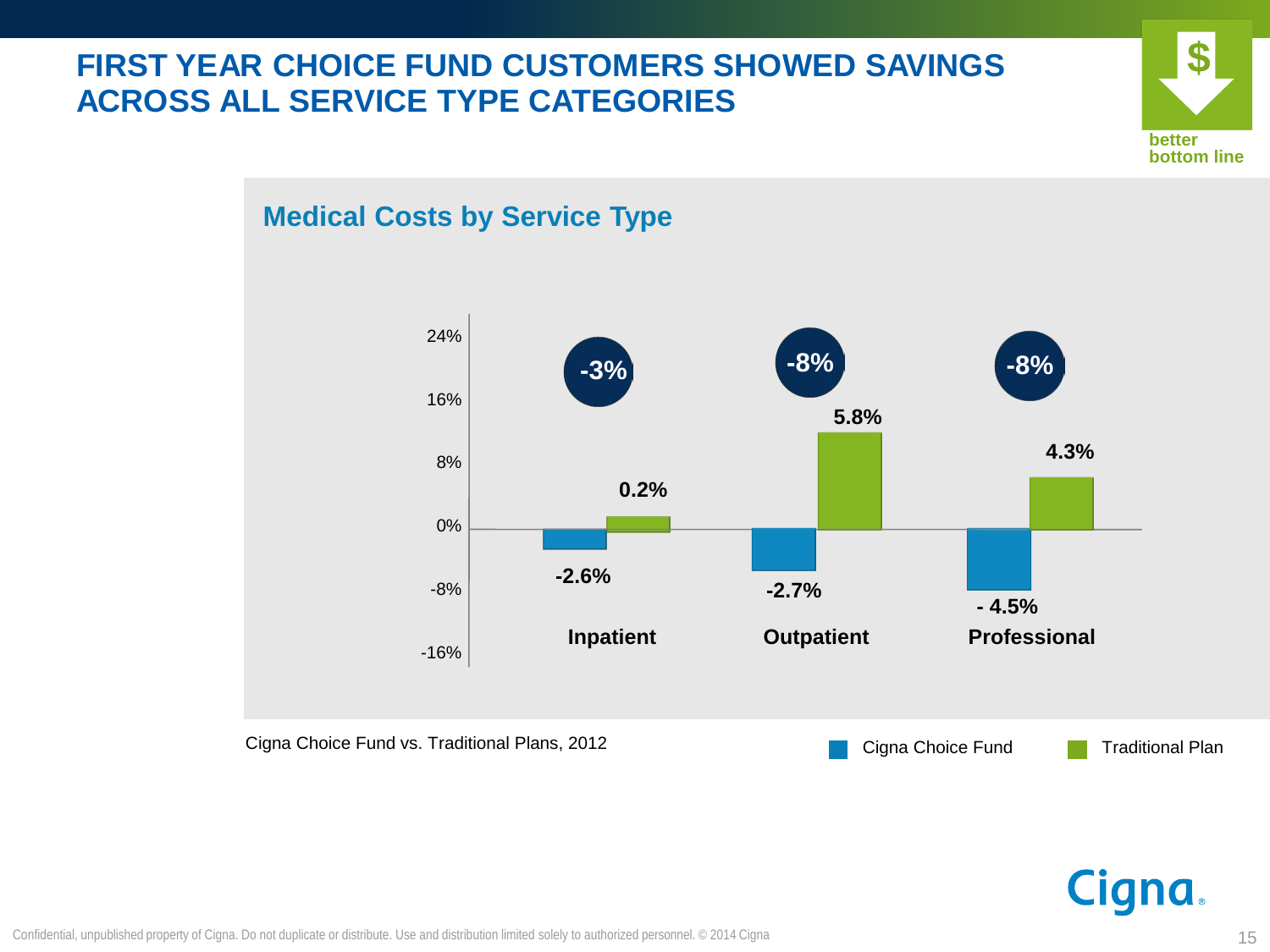# FIRST YEAR CHOICE FUND CUSTOMERS SHOWED SAVINGS ACROSS ALL SERVICE TYPE CATEGORIES

better bottom line

## Medical Costs by Service Type

| Service Type | Cigna Choice Fund | Traditional Plan | Difference |
| --- | --- | --- | --- |
| Inpatient | -2.6% | 0.2% | -3% |
| Outpatient | -2.7% | 5.8% | -8% |
| Professional | - 4.5% | 4.3% | -8% |

Cigna Choice Fund vs. Traditional Plans, 2012

Confidential, unpublished property of Cigna. Do not duplicate or distribute. Use and distribution limited solely to authorized personnel. © 2014 Cigna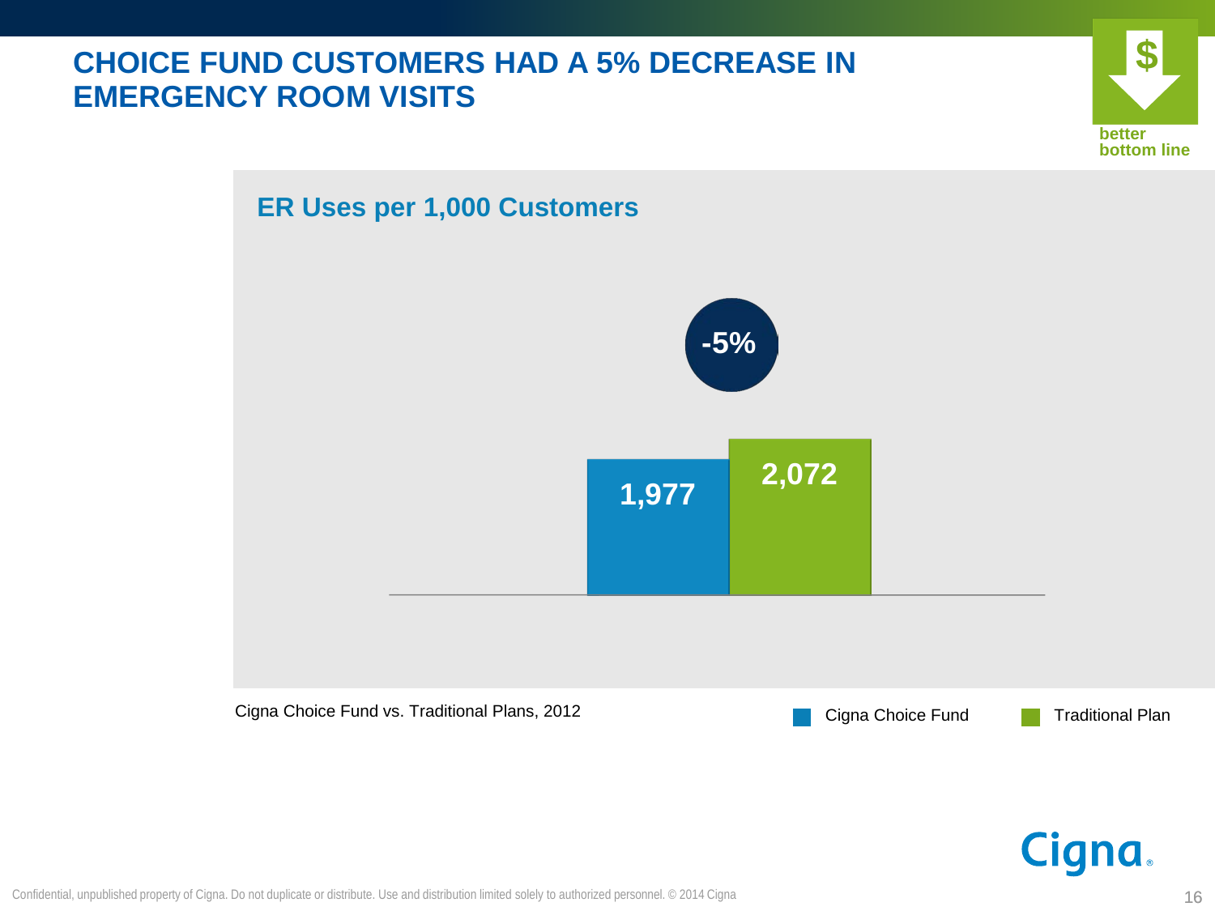# CHOICE FUND CUSTOMERS HAD A 5% DECREASE IN EMERGENCY ROOM VISITS

better
bottom line

## ER Uses per 1,000 Customers

-5%

| | ER Uses per 1,000 Customers |
|---|---|
| Cigna Choice Fund | 1,977 |
| Traditional Plan | 2,072 |

Cigna Choice Fund vs. Traditional Plans, 2012

Confidential, unpublished property of Cigna. Do not duplicate or distribute. Use and distribution limited solely to authorized personnel. © 2014 Cigna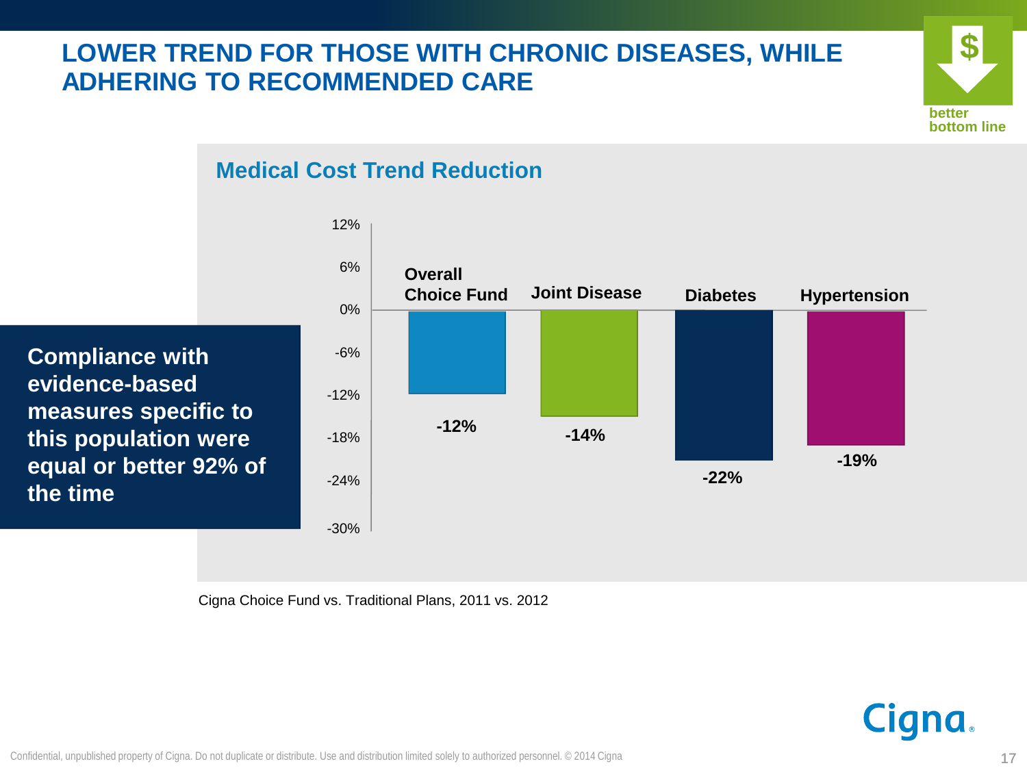# LOWER TREND FOR THOSE WITH CHRONIC DISEASES, WHILE ADHERING TO RECOMMENDED CARE

better bottom line

## Medical Cost Trend Reduction

| Category | Medical Cost Trend Reduction |
| --- | --- |
| Overall Choice Fund | -12% |
| Joint Disease | -14% |
| Diabetes | -22% |
| Hypertension | -19% |

**Compliance with evidence-based measures specific to this population were equal or better 92% of the time**

Cigna Choice Fund vs. Traditional Plans, 2011 vs. 2012

Confidential, unpublished property of Cigna. Do not duplicate or distribute. Use and distribution limited solely to authorized personnel. © 2014 Cigna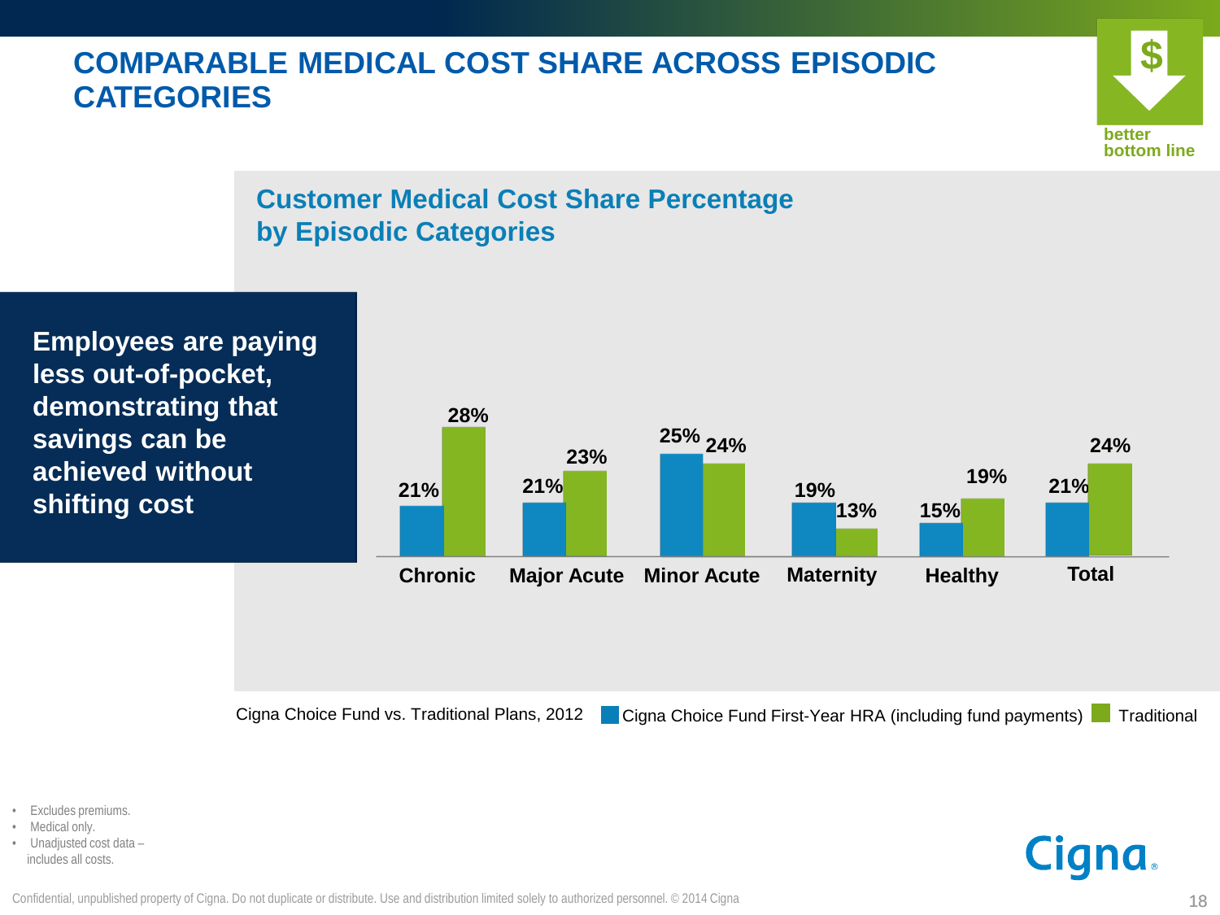# COMPARABLE MEDICAL COST SHARE ACROSS EPISODIC CATEGORIES

better bottom line

## Customer Medical Cost Share Percentage by Episodic Categories

**Employees are paying less out-of-pocket, demonstrating that savings can be achieved without shifting cost**

| Category | Cigna Choice Fund First-Year HRA (including fund payments) | Traditional |
| --- | --- | --- |
| Chronic | 21% | 28% |
| Major Acute | 21% | 23% |
| Minor Acute | 25% | 24% |
| Maternity | 19% | 13% |
| Healthy | 15% | 19% |
| Total | 21% | 24% |

Cigna Choice Fund vs. Traditional Plans, 2012

- Excludes premiums.
- Medical only.
- Unadjusted cost data – includes all costs.

Cigna

Confidential, unpublished property of Cigna. Do not duplicate or distribute. Use and distribution limited solely to authorized personnel. © 2014 Cigna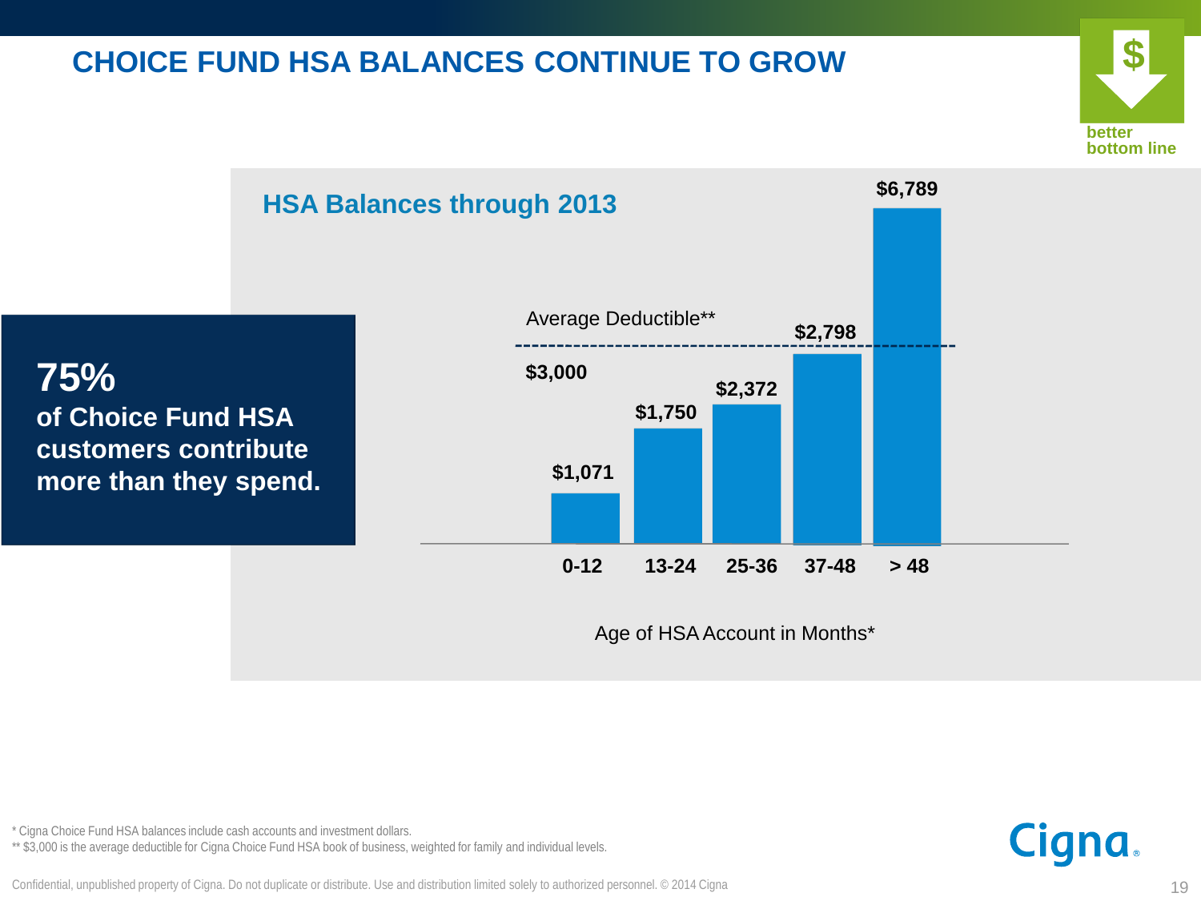# CHOICE FUND HSA BALANCES CONTINUE TO GROW

better bottom line

**75%**
**of Choice Fund HSA customers contribute more than they spend.**

## HSA Balances through 2013

Average Deductible** $3,000

| Age of HSA Account in Months* | Balance |
| --- | --- |
| 0-12 | $1,071 |
| 13-24 | $1,750 |
| 25-36 | $2,372 |
| 37-48 | $2,798 |
| > 48 | $6,789 |

\* Cigna Choice Fund HSA balances include cash accounts and investment dollars.
\** $3,000 is the average deductible for Cigna Choice Fund HSA book of business, weighted for family and individual levels.

Confidential, unpublished property of Cigna. Do not duplicate or distribute. Use and distribution limited solely to authorized personnel. © 2014 Cigna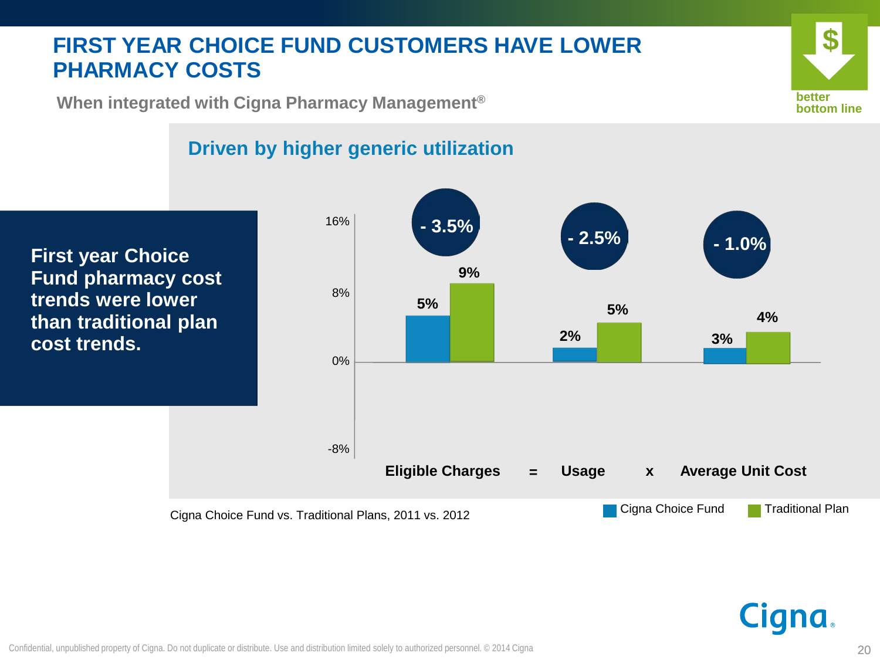# FIRST YEAR CHOICE FUND CUSTOMERS HAVE LOWER PHARMACY COSTS

**When integrated with Cigna Pharmacy Management®**

better bottom line

## Driven by higher generic utilization

**First year Choice Fund pharmacy cost trends were lower than traditional plan cost trends.**

| | Eligible Charges | = | Usage | x | Average Unit Cost |
|---|---|---|---|---|---|
| Cigna Choice Fund | 5% | | 2% | | 3% |
| Traditional Plan | 9% | | 5% | | 4% |
| Difference | - 3.5% | | - 2.5% | | - 1.0% |

Cigna Choice Fund vs. Traditional Plans, 2011 vs. 2012

Cigna

Confidential, unpublished property of Cigna. Do not duplicate or distribute. Use and distribution limited solely to authorized personnel. © 2014 Cigna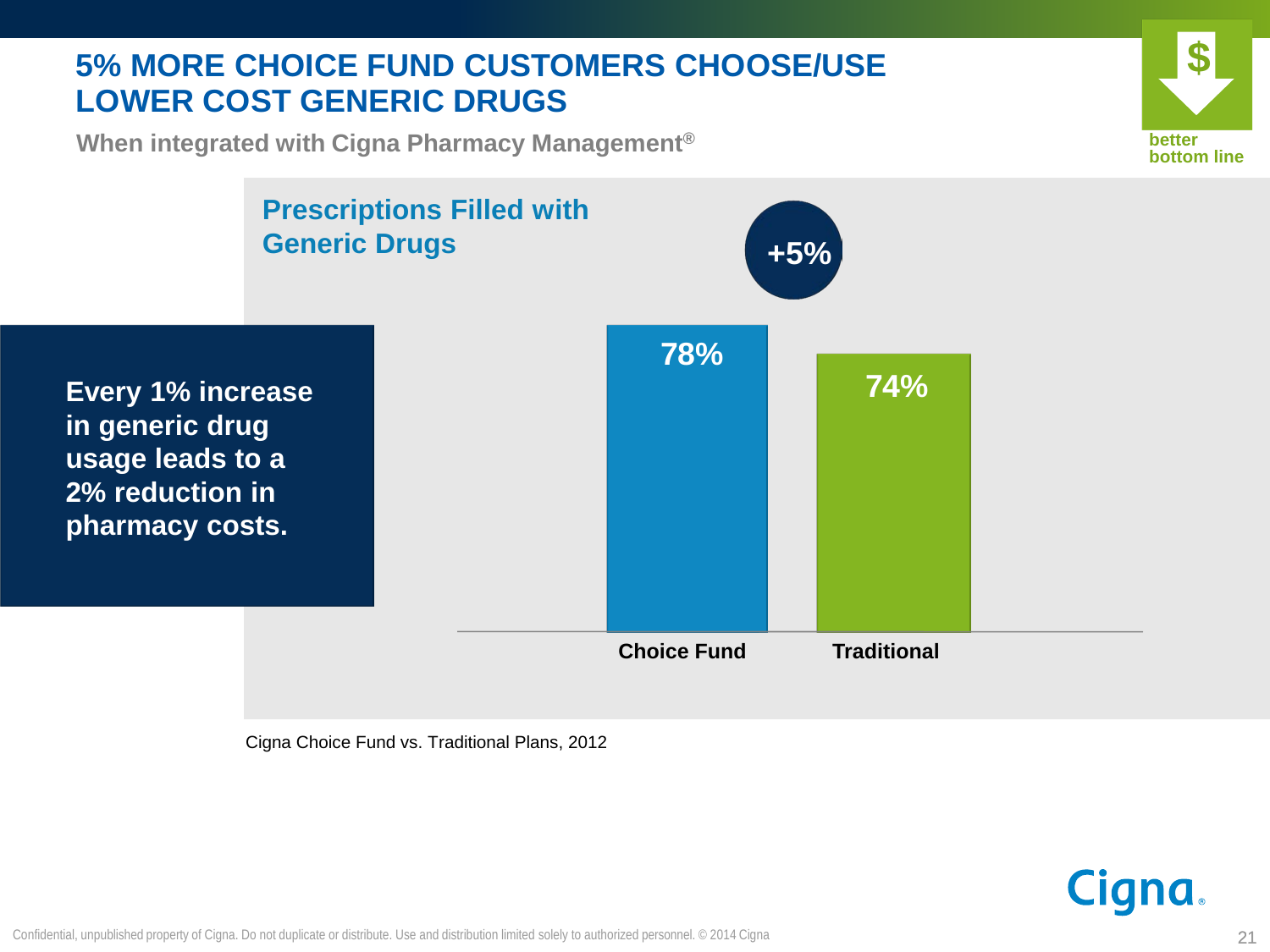# 5% MORE CHOICE FUND CUSTOMERS CHOOSE/USE LOWER COST GENERIC DRUGS

**When integrated with Cigna Pharmacy Management®**

better bottom line

## Prescriptions Filled with Generic Drugs

**+5%**

| | Choice Fund | Traditional |
|---|---|---|
| Prescriptions Filled with Generic Drugs | 78% | 74% |

**Every 1% increase in generic drug usage leads to a 2% reduction in pharmacy costs.**

Cigna Choice Fund vs. Traditional Plans, 2012

Cigna.

Confidential, unpublished property of Cigna. Do not duplicate or distribute. Use and distribution limited solely to authorized personnel. © 2014 Cigna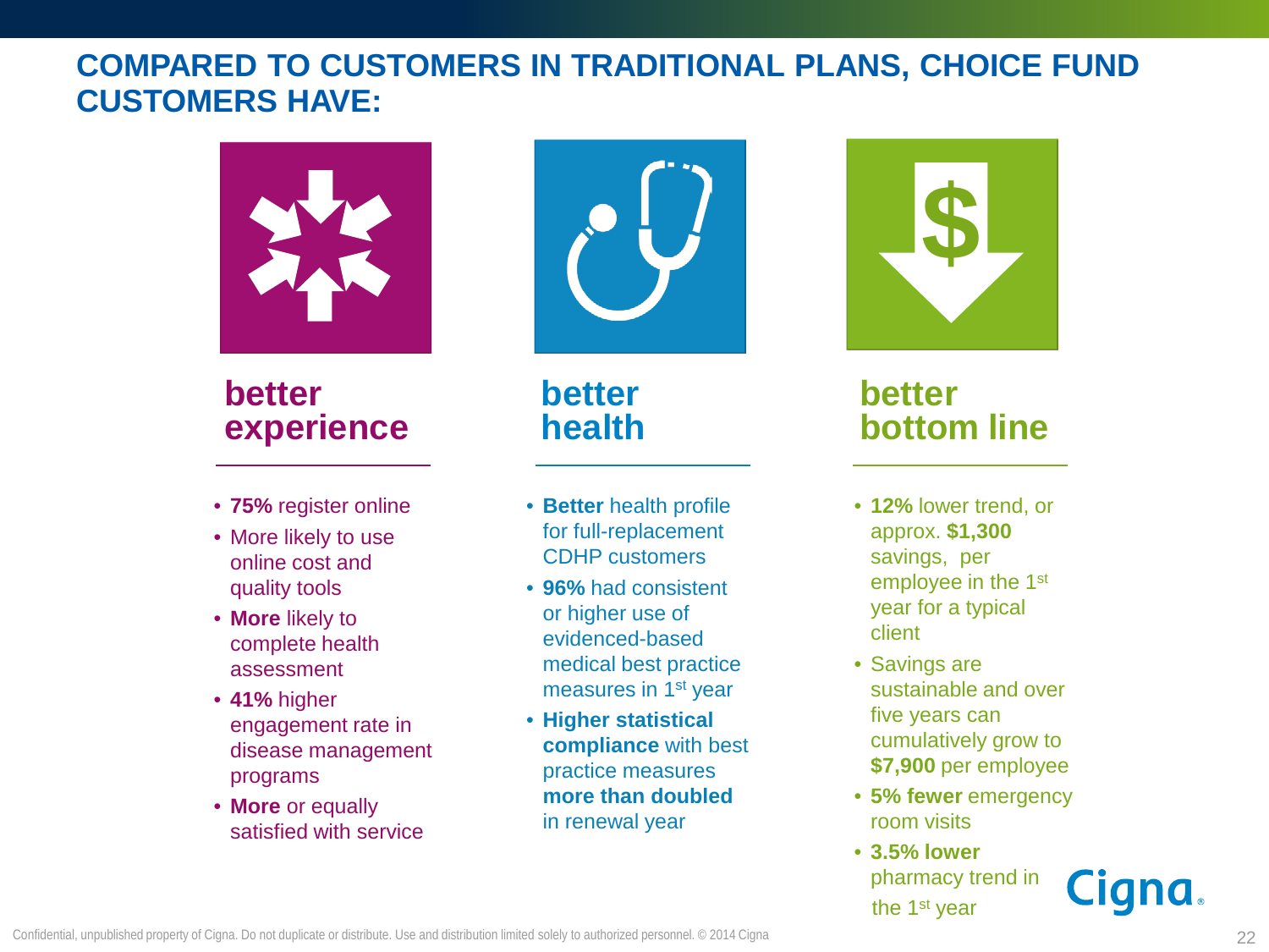# COMPARED TO CUSTOMERS IN TRADITIONAL PLANS, CHOICE FUND CUSTOMERS HAVE:

## better experience

- **75%** register online
- More likely to use online cost and quality tools
- **More** likely to complete health assessment
- **41%** higher engagement rate in disease management programs
- **More** or equally satisfied with service

## better health

- **Better** health profile for full-replacement CDHP customers
- **96%** had consistent or higher use of evidenced-based medical best practice measures in 1st year
- **Higher statistical compliance** with best practice measures **more than doubled** in renewal year

## better bottom line

- **12%** lower trend, or approx. **$1,300** savings, per employee in the 1st year for a typical client
- Savings are sustainable and over five years can cumulatively grow to **$7,900** per employee
- **5% fewer** emergency room visits
- **3.5% lower** pharmacy trend in the 1st year

Cigna

Confidential, unpublished property of Cigna. Do not duplicate or distribute. Use and distribution limited solely to authorized personnel. © 2014 Cigna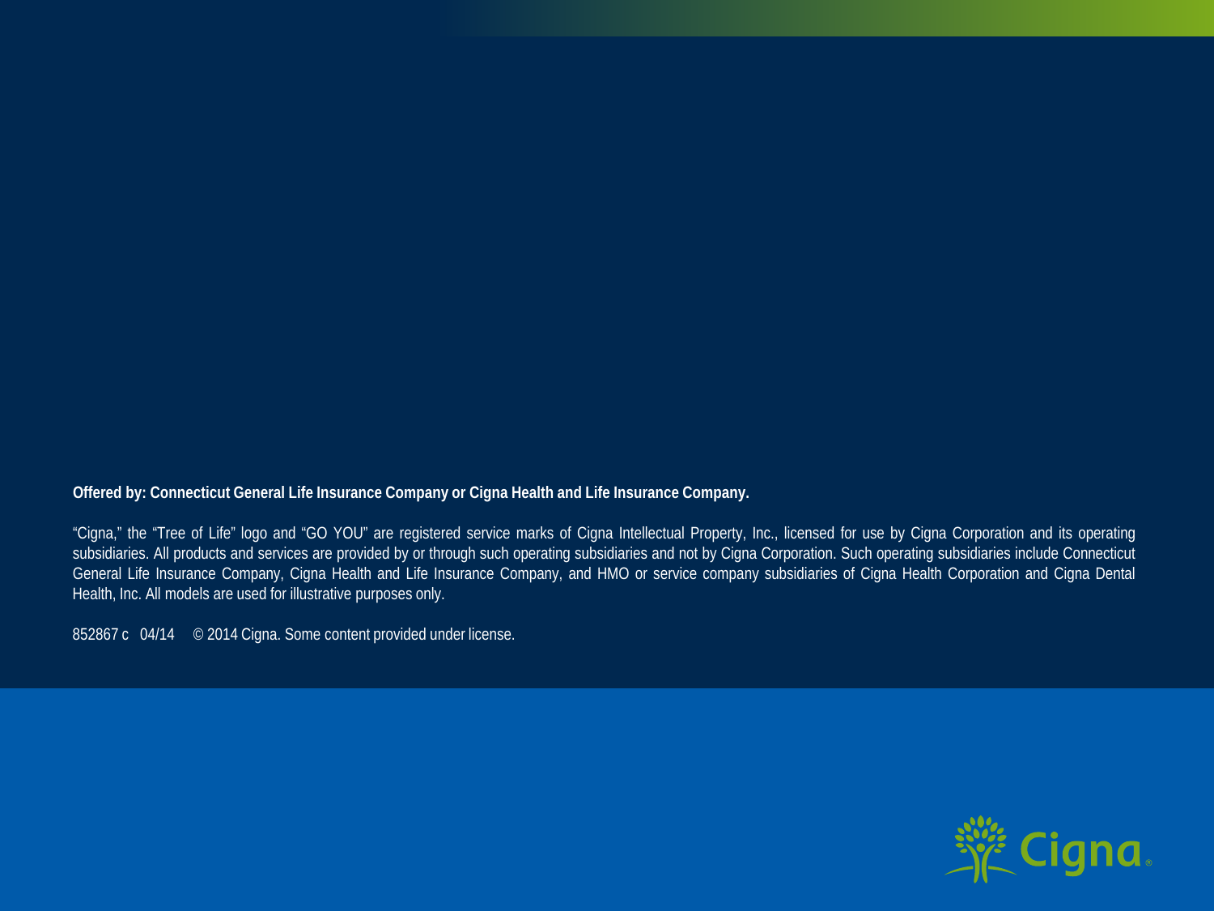**Offered by: Connecticut General Life Insurance Company or Cigna Health and Life Insurance Company.**

"Cigna," the "Tree of Life" logo and "GO YOU" are registered service marks of Cigna Intellectual Property, Inc., licensed for use by Cigna Corporation and its operating subsidiaries. All products and services are provided by or through such operating subsidiaries and not by Cigna Corporation. Such operating subsidiaries include Connecticut General Life Insurance Company, Cigna Health and Life Insurance Company, and HMO or service company subsidiaries of Cigna Health Corporation and Cigna Dental Health, Inc. All models are used for illustrative purposes only.

852867 c 04/14 © 2014 Cigna. Some content provided under license.

Cigna.